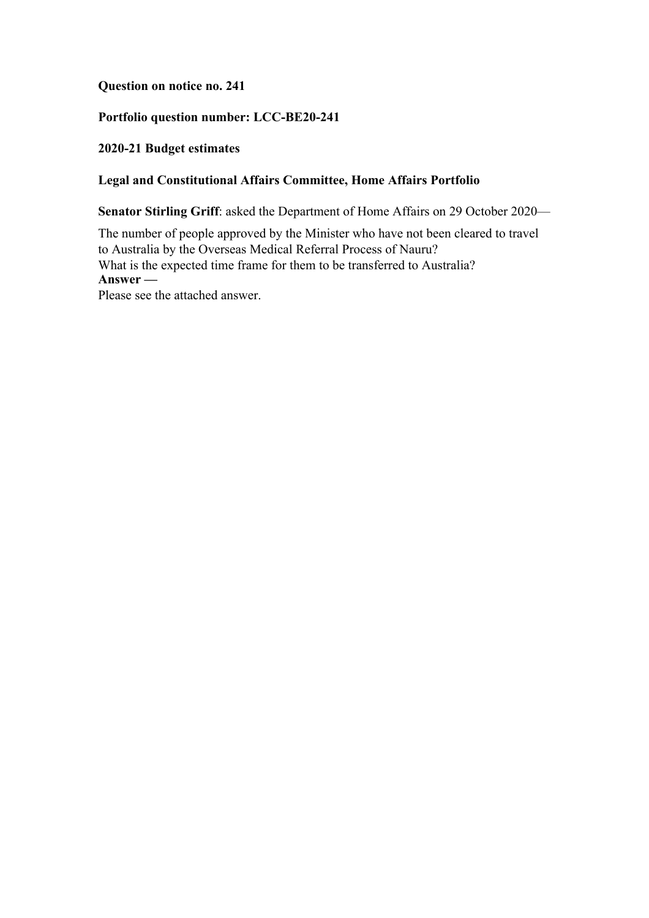**Question on notice no. 241**

**Portfolio question number: LCC-BE20-241**

**2020-21 Budget estimates**

**Legal and Constitutional Affairs Committee, Home Affairs Portfolio**

**Senator Stirling Griff**: asked the Department of Home Affairs on 29 October 2020—

The number of people approved by the Minister who have not been cleared to travel to Australia by the Overseas Medical Referral Process of Nauru?
What is the expected time frame for them to be transferred to Australia?
**Answer —**
Please see the attached answer.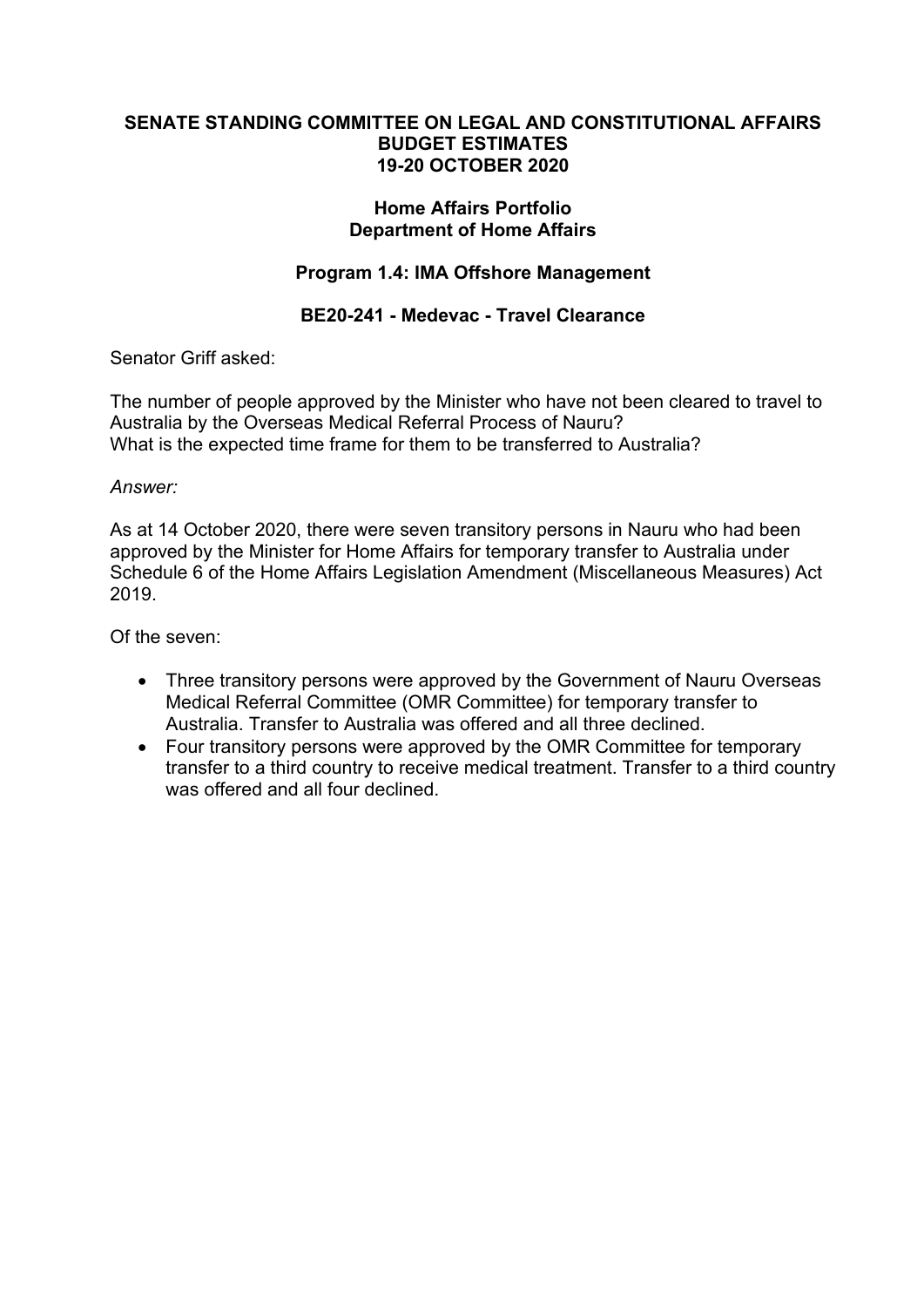**SENATE STANDING COMMITTEE ON LEGAL AND CONSTITUTIONAL AFFAIRS**
**BUDGET ESTIMATES**
**19-20 OCTOBER 2020**

**Home Affairs Portfolio**
**Department of Home Affairs**

**Program 1.4: IMA Offshore Management**

**BE20-241 - Medevac - Travel Clearance**

Senator Griff asked:

The number of people approved by the Minister who have not been cleared to travel to Australia by the Overseas Medical Referral Process of Nauru?
What is the expected time frame for them to be transferred to Australia?

*Answer:*

As at 14 October 2020, there were seven transitory persons in Nauru who had been approved by the Minister for Home Affairs for temporary transfer to Australia under Schedule 6 of the Home Affairs Legislation Amendment (Miscellaneous Measures) Act 2019.

Of the seven:

- Three transitory persons were approved by the Government of Nauru Overseas Medical Referral Committee (OMR Committee) for temporary transfer to Australia. Transfer to Australia was offered and all three declined.
- Four transitory persons were approved by the OMR Committee for temporary transfer to a third country to receive medical treatment. Transfer to a third country was offered and all four declined.